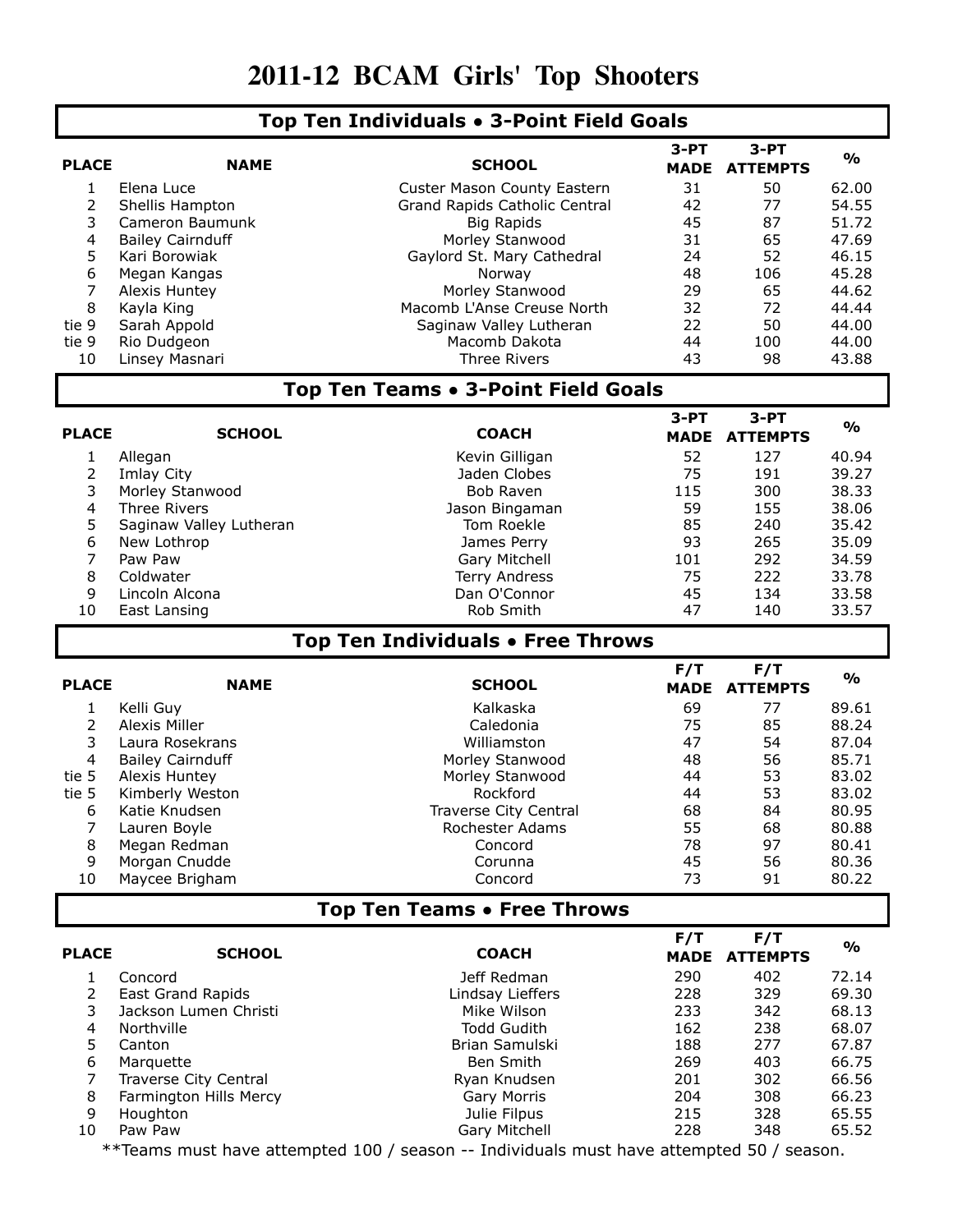# 2011-12 BCAM Girls' Top Shooters

## Top Ten Individuals • 3-Point Field Goals

| PLACE | NAME | SCHOOL | 3-PT MADE | 3-PT ATTEMPTS | % |
|---|---|---|---|---|---|
| 1 | Elena Luce | Custer Mason County Eastern | 31 | 50 | 62.00 |
| 2 | Shellis Hampton | Grand Rapids Catholic Central | 42 | 77 | 54.55 |
| 3 | Cameron Baumunk | Big Rapids | 45 | 87 | 51.72 |
| 4 | Bailey Cairnduff | Morley Stanwood | 31 | 65 | 47.69 |
| 5 | Kari Borowiak | Gaylord St. Mary Cathedral | 24 | 52 | 46.15 |
| 6 | Megan Kangas | Norway | 48 | 106 | 45.28 |
| 7 | Alexis Huntey | Morley Stanwood | 29 | 65 | 44.62 |
| 8 | Kayla King | Macomb L'Anse Creuse North | 32 | 72 | 44.44 |
| tie 9 | Sarah Appold | Saginaw Valley Lutheran | 22 | 50 | 44.00 |
| tie 9 | Rio Dudgeon | Macomb Dakota | 44 | 100 | 44.00 |
| 10 | Linsey Masnari | Three Rivers | 43 | 98 | 43.88 |

## Top Ten Teams • 3-Point Field Goals

| PLACE | SCHOOL | COACH | 3-PT MADE | 3-PT ATTEMPTS | % |
|---|---|---|---|---|---|
| 1 | Allegan | Kevin Gilligan | 52 | 127 | 40.94 |
| 2 | Imlay City | Jaden Clobes | 75 | 191 | 39.27 |
| 3 | Morley Stanwood | Bob Raven | 115 | 300 | 38.33 |
| 4 | Three Rivers | Jason Bingaman | 59 | 155 | 38.06 |
| 5 | Saginaw Valley Lutheran | Tom Roekle | 85 | 240 | 35.42 |
| 6 | New Lothrop | James Perry | 93 | 265 | 35.09 |
| 7 | Paw Paw | Gary Mitchell | 101 | 292 | 34.59 |
| 8 | Coldwater | Terry Andress | 75 | 222 | 33.78 |
| 9 | Lincoln Alcona | Dan O'Connor | 45 | 134 | 33.58 |
| 10 | East Lansing | Rob Smith | 47 | 140 | 33.57 |

## Top Ten Individuals • Free Throws

| PLACE | NAME | SCHOOL | F/T MADE | F/T ATTEMPTS | % |
|---|---|---|---|---|---|
| 1 | Kelli Guy | Kalkaska | 69 | 77 | 89.61 |
| 2 | Alexis Miller | Caledonia | 75 | 85 | 88.24 |
| 3 | Laura Rosekrans | Williamston | 47 | 54 | 87.04 |
| 4 | Bailey Cairnduff | Morley Stanwood | 48 | 56 | 85.71 |
| tie 5 | Alexis Huntey | Morley Stanwood | 44 | 53 | 83.02 |
| tie 5 | Kimberly Weston | Rockford | 44 | 53 | 83.02 |
| 6 | Katie Knudsen | Traverse City Central | 68 | 84 | 80.95 |
| 7 | Lauren Boyle | Rochester Adams | 55 | 68 | 80.88 |
| 8 | Megan Redman | Concord | 78 | 97 | 80.41 |
| 9 | Morgan Cnudde | Corunna | 45 | 56 | 80.36 |
| 10 | Maycee Brigham | Concord | 73 | 91 | 80.22 |

## Top Ten Teams • Free Throws

| PLACE | SCHOOL | COACH | F/T MADE | F/T ATTEMPTS | % |
|---|---|---|---|---|---|
| 1 | Concord | Jeff Redman | 290 | 402 | 72.14 |
| 2 | East Grand Rapids | Lindsay Lieffers | 228 | 329 | 69.30 |
| 3 | Jackson Lumen Christi | Mike Wilson | 233 | 342 | 68.13 |
| 4 | Northville | Todd Gudith | 162 | 238 | 68.07 |
| 5 | Canton | Brian Samulski | 188 | 277 | 67.87 |
| 6 | Marquette | Ben Smith | 269 | 403 | 66.75 |
| 7 | Traverse City Central | Ryan Knudsen | 201 | 302 | 66.56 |
| 8 | Farmington Hills Mercy | Gary Morris | 204 | 308 | 66.23 |
| 9 | Houghton | Julie Filpus | 215 | 328 | 65.55 |
| 10 | Paw Paw | Gary Mitchell | 228 | 348 | 65.52 |

**Teams must have attempted 100 / season -- Individuals must have attempted 50 / season.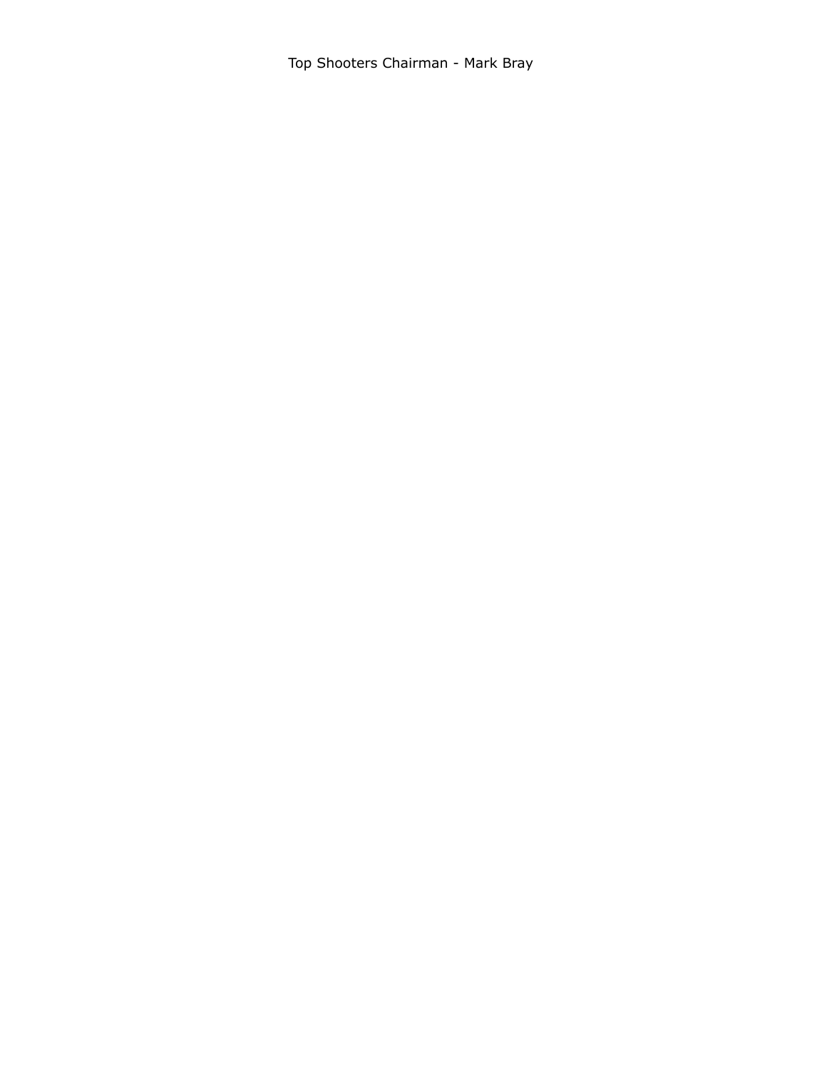Top Shooters Chairman - Mark Bray